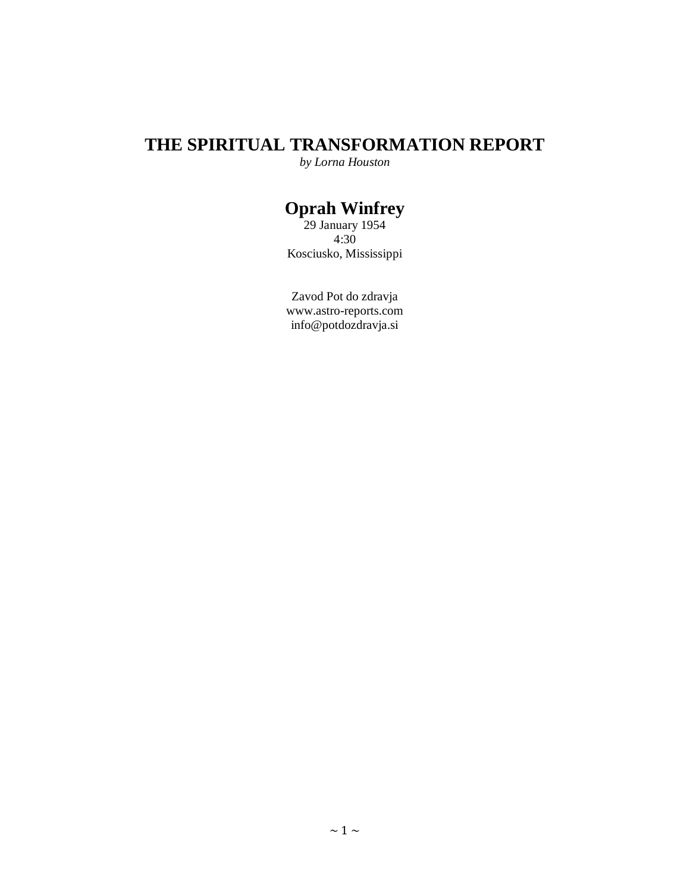# THE SPIRITUAL TRANSFORMATION REPORT

*by Lorna Houston*

## Oprah Winfrey

29 January 1954
4:30
Kosciusko, Mississippi

Zavod Pot do zdravja
www.astro-reports.com
info@potdozdravja.si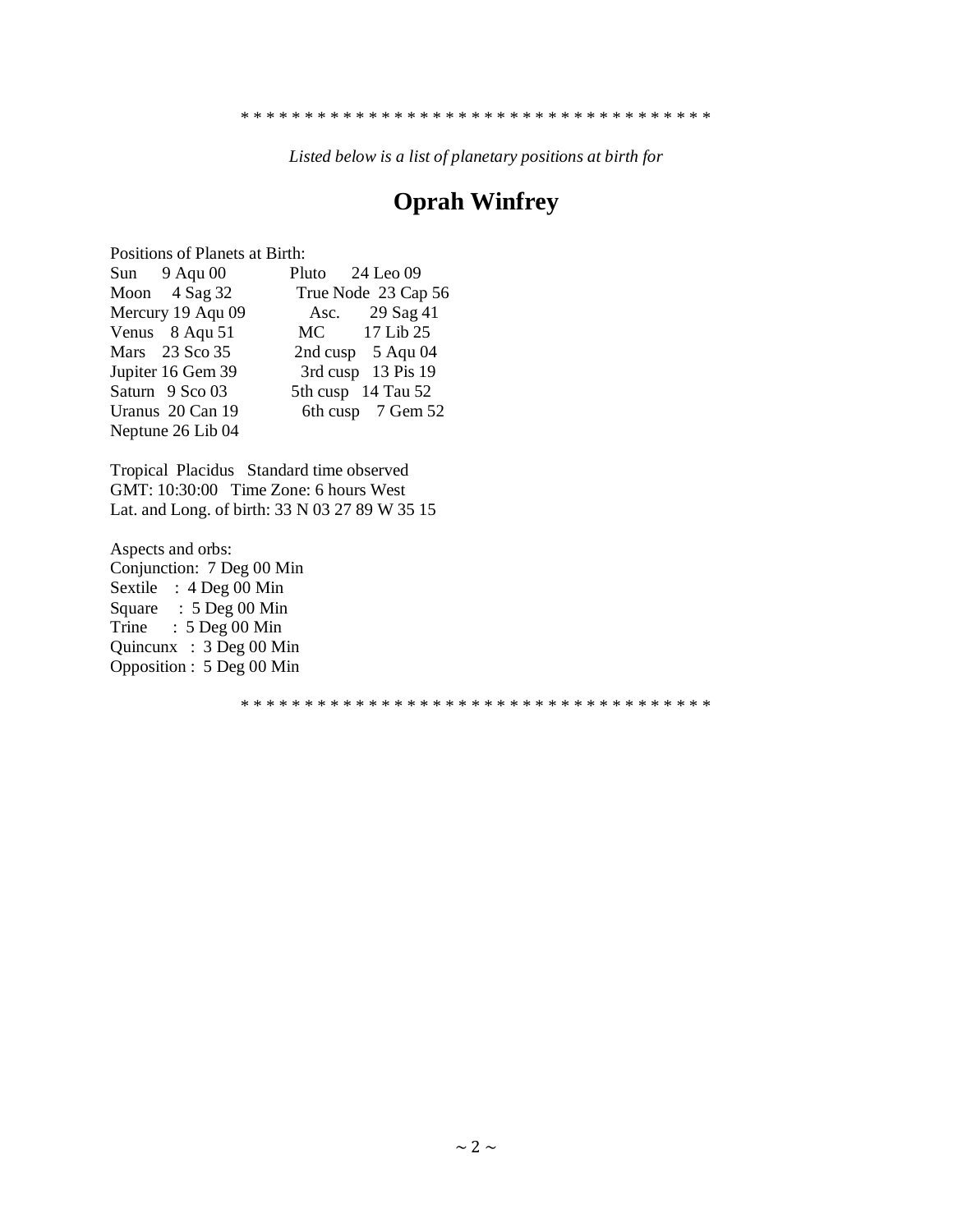* * * * * * * * * * * * * * * * * * * * * * * * * * * * * * * * * * * * *

*Listed below is a list of planetary positions at birth for*

# Oprah Winfrey

Positions of Planets at Birth:

| | | | |
|---|---|---|---|
| Sun | 9 Aqu 00 | Pluto | 24 Leo 09 |
| Moon | 4 Sag 32 | True Node | 23 Cap 56 |
| Mercury | 19 Aqu 09 | Asc. | 29 Sag 41 |
| Venus | 8 Aqu 51 | MC | 17 Lib 25 |
| Mars | 23 Sco 35 | 2nd cusp | 5 Aqu 04 |
| Jupiter | 16 Gem 39 | 3rd cusp | 13 Pis 19 |
| Saturn | 9 Sco 03 | 5th cusp | 14 Tau 52 |
| Uranus | 20 Can 19 | 6th cusp | 7 Gem 52 |
| Neptune | 26 Lib 04 | | |

Tropical Placidus Standard time observed
GMT: 10:30:00 Time Zone: 6 hours West
Lat. and Long. of birth: 33 N 03 27 89 W 35 15

Aspects and orbs:
Conjunction: 7 Deg 00 Min
Sextile : 4 Deg 00 Min
Square : 5 Deg 00 Min
Trine : 5 Deg 00 Min
Quincunx : 3 Deg 00 Min
Opposition : 5 Deg 00 Min

* * * * * * * * * * * * * * * * * * * * * * * * * * * * * * * * * * * * *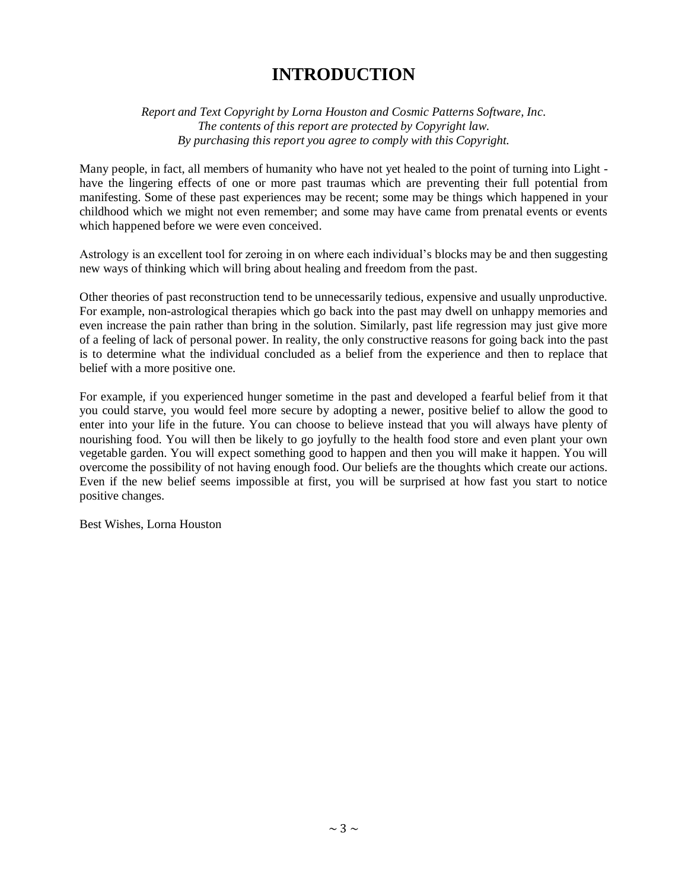# INTRODUCTION

*Report and Text Copyright by Lorna Houston and Cosmic Patterns Software, Inc.*
*The contents of this report are protected by Copyright law.*
*By purchasing this report you agree to comply with this Copyright.*

Many people, in fact, all members of humanity who have not yet healed to the point of turning into Light - have the lingering effects of one or more past traumas which are preventing their full potential from manifesting. Some of these past experiences may be recent; some may be things which happened in your childhood which we might not even remember; and some may have came from prenatal events or events which happened before we were even conceived.

Astrology is an excellent tool for zeroing in on where each individual's blocks may be and then suggesting new ways of thinking which will bring about healing and freedom from the past.

Other theories of past reconstruction tend to be unnecessarily tedious, expensive and usually unproductive. For example, non-astrological therapies which go back into the past may dwell on unhappy memories and even increase the pain rather than bring in the solution. Similarly, past life regression may just give more of a feeling of lack of personal power. In reality, the only constructive reasons for going back into the past is to determine what the individual concluded as a belief from the experience and then to replace that belief with a more positive one.

For example, if you experienced hunger sometime in the past and developed a fearful belief from it that you could starve, you would feel more secure by adopting a newer, positive belief to allow the good to enter into your life in the future. You can choose to believe instead that you will always have plenty of nourishing food. You will then be likely to go joyfully to the health food store and even plant your own vegetable garden. You will expect something good to happen and then you will make it happen. You will overcome the possibility of not having enough food. Our beliefs are the thoughts which create our actions. Even if the new belief seems impossible at first, you will be surprised at how fast you start to notice positive changes.

Best Wishes, Lorna Houston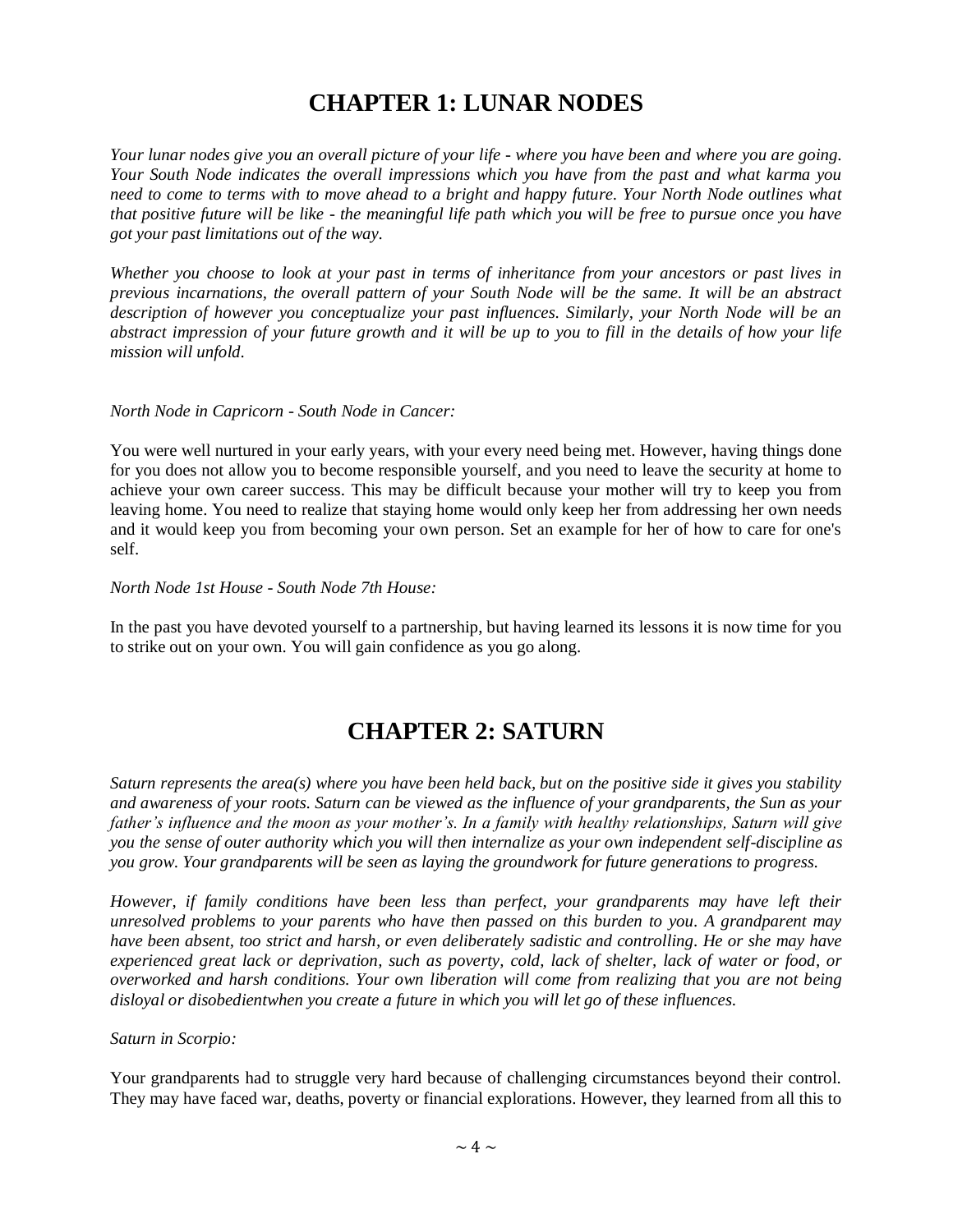# CHAPTER 1: LUNAR NODES

*Your lunar nodes give you an overall picture of your life - where you have been and where you are going. Your South Node indicates the overall impressions which you have from the past and what karma you need to come to terms with to move ahead to a bright and happy future. Your North Node outlines what that positive future will be like - the meaningful life path which you will be free to pursue once you have got your past limitations out of the way.*

*Whether you choose to look at your past in terms of inheritance from your ancestors or past lives in previous incarnations, the overall pattern of your South Node will be the same. It will be an abstract description of however you conceptualize your past influences. Similarly, your North Node will be an abstract impression of your future growth and it will be up to you to fill in the details of how your life mission will unfold.*

*North Node in Capricorn - South Node in Cancer:*

You were well nurtured in your early years, with your every need being met. However, having things done for you does not allow you to become responsible yourself, and you need to leave the security at home to achieve your own career success. This may be difficult because your mother will try to keep you from leaving home. You need to realize that staying home would only keep her from addressing her own needs and it would keep you from becoming your own person. Set an example for her of how to care for one's self.

*North Node 1st House - South Node 7th House:*

In the past you have devoted yourself to a partnership, but having learned its lessons it is now time for you to strike out on your own. You will gain confidence as you go along.

# CHAPTER 2: SATURN

*Saturn represents the area(s) where you have been held back, but on the positive side it gives you stability and awareness of your roots. Saturn can be viewed as the influence of your grandparents, the Sun as your father's influence and the moon as your mother's. In a family with healthy relationships, Saturn will give you the sense of outer authority which you will then internalize as your own independent self-discipline as you grow. Your grandparents will be seen as laying the groundwork for future generations to progress.*

*However, if family conditions have been less than perfect, your grandparents may have left their unresolved problems to your parents who have then passed on this burden to you. A grandparent may have been absent, too strict and harsh, or even deliberately sadistic and controlling. He or she may have experienced great lack or deprivation, such as poverty, cold, lack of shelter, lack of water or food, or overworked and harsh conditions. Your own liberation will come from realizing that you are not being disloyal or disobedientwhen you create a future in which you will let go of these influences.*

*Saturn in Scorpio:*

Your grandparents had to struggle very hard because of challenging circumstances beyond their control. They may have faced war, deaths, poverty or financial explorations. However, they learned from all this to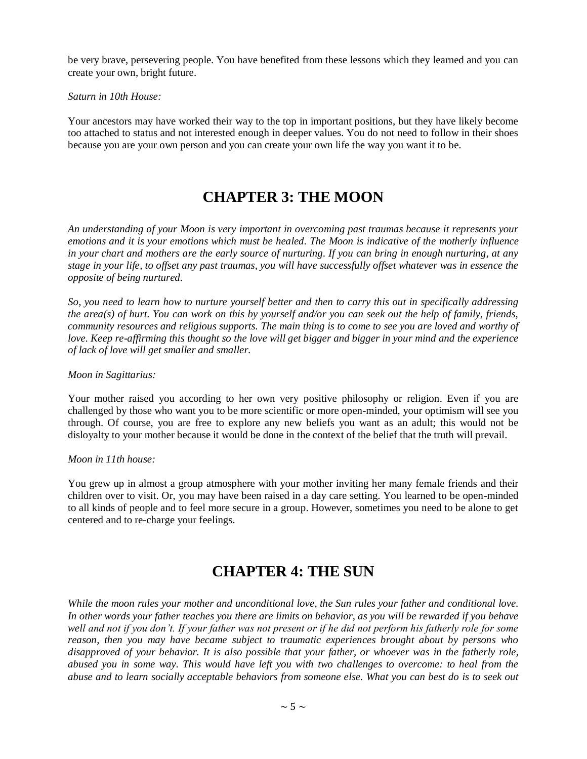be very brave, persevering people. You have benefited from these lessons which they learned and you can create your own, bright future.

*Saturn in 10th House:*

Your ancestors may have worked their way to the top in important positions, but they have likely become too attached to status and not interested enough in deeper values. You do not need to follow in their shoes because you are your own person and you can create your own life the way you want it to be.

## CHAPTER 3: THE MOON

*An understanding of your Moon is very important in overcoming past traumas because it represents your emotions and it is your emotions which must be healed. The Moon is indicative of the motherly influence in your chart and mothers are the early source of nurturing. If you can bring in enough nurturing, at any stage in your life, to offset any past traumas, you will have successfully offset whatever was in essence the opposite of being nurtured.*

*So, you need to learn how to nurture yourself better and then to carry this out in specifically addressing the area(s) of hurt. You can work on this by yourself and/or you can seek out the help of family, friends, community resources and religious supports. The main thing is to come to see you are loved and worthy of love. Keep re-affirming this thought so the love will get bigger and bigger in your mind and the experience of lack of love will get smaller and smaller.*

*Moon in Sagittarius:*

Your mother raised you according to her own very positive philosophy or religion. Even if you are challenged by those who want you to be more scientific or more open-minded, your optimism will see you through. Of course, you are free to explore any new beliefs you want as an adult; this would not be disloyalty to your mother because it would be done in the context of the belief that the truth will prevail.

*Moon in 11th house:*

You grew up in almost a group atmosphere with your mother inviting her many female friends and their children over to visit. Or, you may have been raised in a day care setting. You learned to be open-minded to all kinds of people and to feel more secure in a group. However, sometimes you need to be alone to get centered and to re-charge your feelings.

## CHAPTER 4: THE SUN

*While the moon rules your mother and unconditional love, the Sun rules your father and conditional love. In other words your father teaches you there are limits on behavior, as you will be rewarded if you behave well and not if you don't. If your father was not present or if he did not perform his fatherly role for some reason, then you may have became subject to traumatic experiences brought about by persons who disapproved of your behavior. It is also possible that your father, or whoever was in the fatherly role, abused you in some way. This would have left you with two challenges to overcome: to heal from the abuse and to learn socially acceptable behaviors from someone else. What you can best do is to seek out*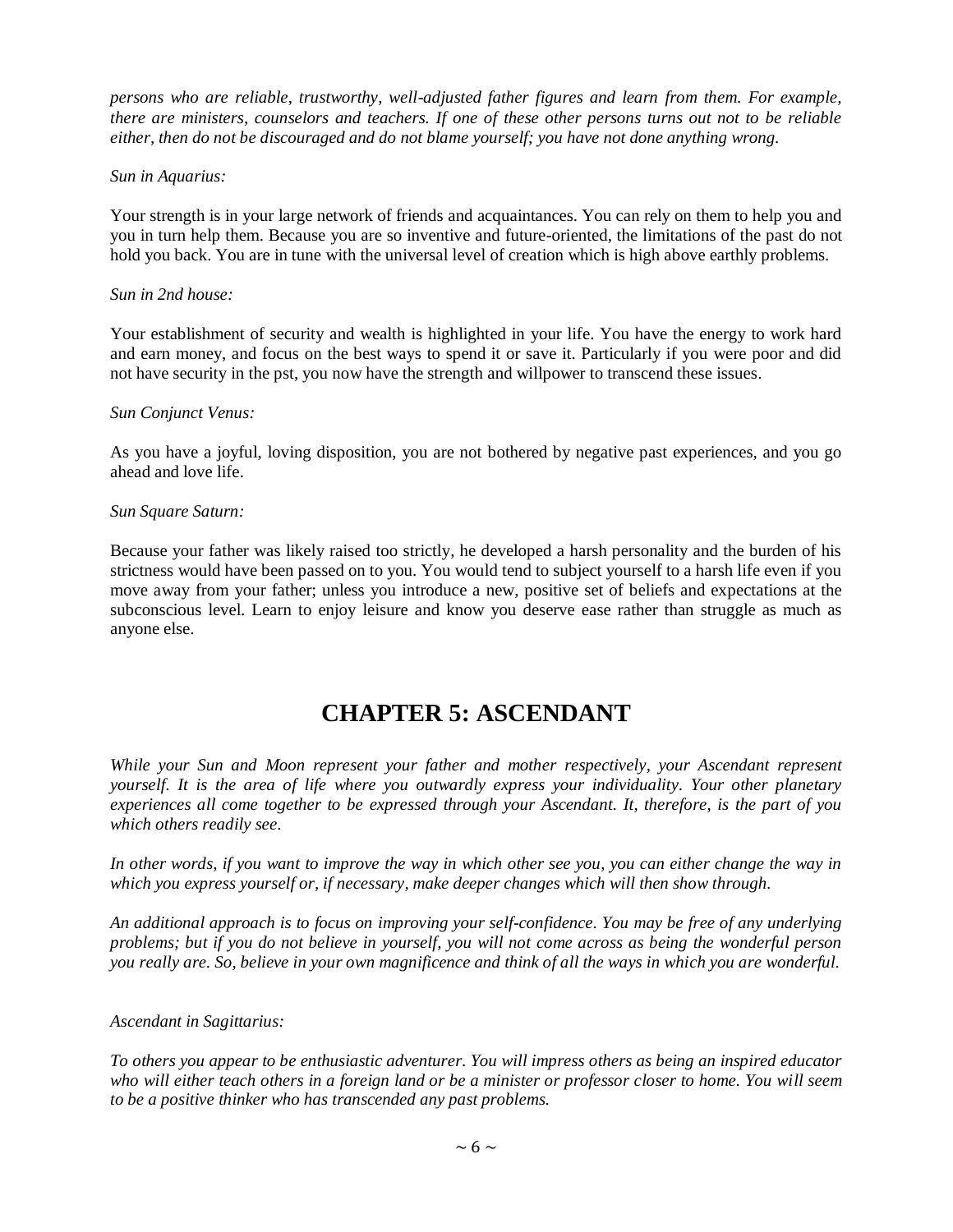*persons who are reliable, trustworthy, well-adjusted father figures and learn from them. For example, there are ministers, counselors and teachers. If one of these other persons turns out not to be reliable either, then do not be discouraged and do not blame yourself; you have not done anything wrong.*

*Sun in Aquarius:*

Your strength is in your large network of friends and acquaintances. You can rely on them to help you and you in turn help them. Because you are so inventive and future-oriented, the limitations of the past do not hold you back. You are in tune with the universal level of creation which is high above earthly problems.

*Sun in 2nd house:*

Your establishment of security and wealth is highlighted in your life. You have the energy to work hard and earn money, and focus on the best ways to spend it or save it. Particularly if you were poor and did not have security in the pst, you now have the strength and willpower to transcend these issues.

*Sun Conjunct Venus:*

As you have a joyful, loving disposition, you are not bothered by negative past experiences, and you go ahead and love life.

*Sun Square Saturn:*

Because your father was likely raised too strictly, he developed a harsh personality and the burden of his strictness would have been passed on to you. You would tend to subject yourself to a harsh life even if you move away from your father; unless you introduce a new, positive set of beliefs and expectations at the subconscious level. Learn to enjoy leisure and know you deserve ease rather than struggle as much as anyone else.

# CHAPTER 5: ASCENDANT

*While your Sun and Moon represent your father and mother respectively, your Ascendant represent yourself. It is the area of life where you outwardly express your individuality. Your other planetary experiences all come together to be expressed through your Ascendant. It, therefore, is the part of you which others readily see.*

*In other words, if you want to improve the way in which other see you, you can either change the way in which you express yourself or, if necessary, make deeper changes which will then show through.*

*An additional approach is to focus on improving your self-confidence. You may be free of any underlying problems; but if you do not believe in yourself, you will not come across as being the wonderful person you really are. So, believe in your own magnificence and think of all the ways in which you are wonderful.*

*Ascendant in Sagittarius:*

*To others you appear to be enthusiastic adventurer. You will impress others as being an inspired educator who will either teach others in a foreign land or be a minister or professor closer to home. You will seem to be a positive thinker who has transcended any past problems.*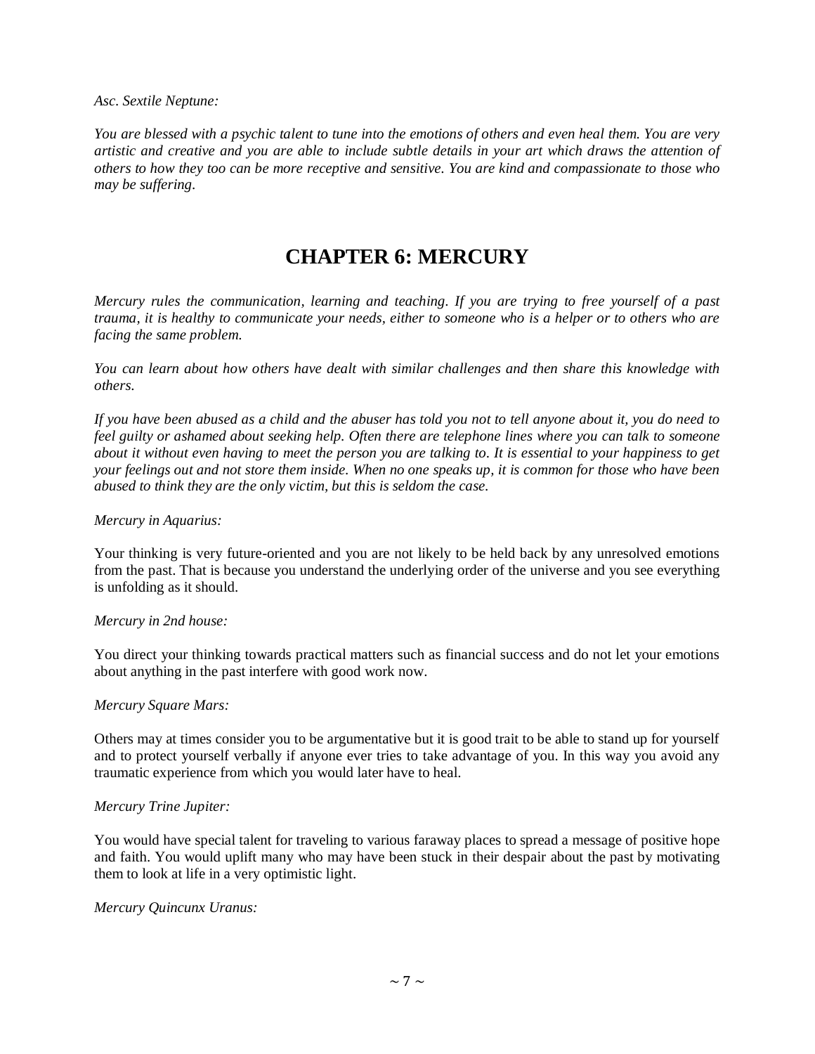*Asc. Sextile Neptune:*

*You are blessed with a psychic talent to tune into the emotions of others and even heal them. You are very artistic and creative and you are able to include subtle details in your art which draws the attention of others to how they too can be more receptive and sensitive. You are kind and compassionate to those who may be suffering.*

# CHAPTER 6: MERCURY

*Mercury rules the communication, learning and teaching. If you are trying to free yourself of a past trauma, it is healthy to communicate your needs, either to someone who is a helper or to others who are facing the same problem.*

*You can learn about how others have dealt with similar challenges and then share this knowledge with others.*

*If you have been abused as a child and the abuser has told you not to tell anyone about it, you do need to feel guilty or ashamed about seeking help. Often there are telephone lines where you can talk to someone about it without even having to meet the person you are talking to. It is essential to your happiness to get your feelings out and not store them inside. When no one speaks up, it is common for those who have been abused to think they are the only victim, but this is seldom the case.*

*Mercury in Aquarius:*

Your thinking is very future-oriented and you are not likely to be held back by any unresolved emotions from the past. That is because you understand the underlying order of the universe and you see everything is unfolding as it should.

*Mercury in 2nd house:*

You direct your thinking towards practical matters such as financial success and do not let your emotions about anything in the past interfere with good work now.

*Mercury Square Mars:*

Others may at times consider you to be argumentative but it is good trait to be able to stand up for yourself and to protect yourself verbally if anyone ever tries to take advantage of you. In this way you avoid any traumatic experience from which you would later have to heal.

*Mercury Trine Jupiter:*

You would have special talent for traveling to various faraway places to spread a message of positive hope and faith. You would uplift many who may have been stuck in their despair about the past by motivating them to look at life in a very optimistic light.

*Mercury Quincunx Uranus:*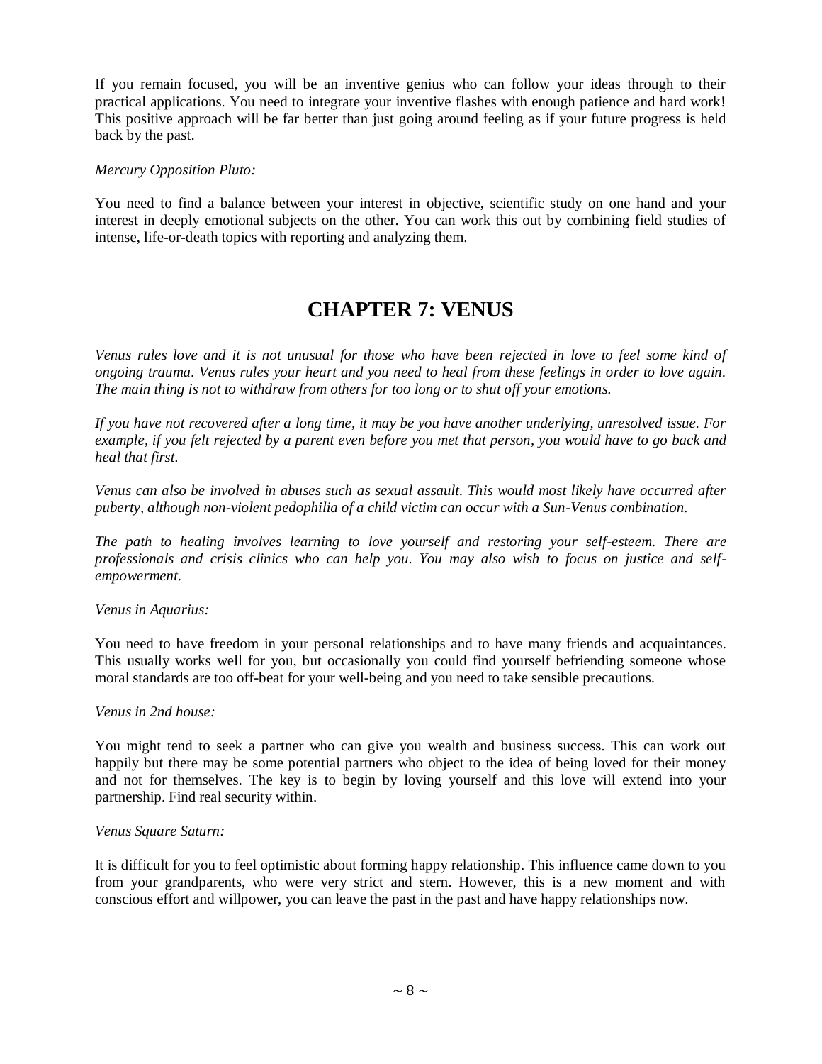If you remain focused, you will be an inventive genius who can follow your ideas through to their practical applications. You need to integrate your inventive flashes with enough patience and hard work! This positive approach will be far better than just going around feeling as if your future progress is held back by the past.

*Mercury Opposition Pluto:*

You need to find a balance between your interest in objective, scientific study on one hand and your interest in deeply emotional subjects on the other. You can work this out by combining field studies of intense, life-or-death topics with reporting and analyzing them.

# CHAPTER 7: VENUS

*Venus rules love and it is not unusual for those who have been rejected in love to feel some kind of ongoing trauma. Venus rules your heart and you need to heal from these feelings in order to love again. The main thing is not to withdraw from others for too long or to shut off your emotions.*

*If you have not recovered after a long time, it may be you have another underlying, unresolved issue. For example, if you felt rejected by a parent even before you met that person, you would have to go back and heal that first.*

*Venus can also be involved in abuses such as sexual assault. This would most likely have occurred after puberty, although non-violent pedophilia of a child victim can occur with a Sun-Venus combination.*

*The path to healing involves learning to love yourself and restoring your self-esteem. There are professionals and crisis clinics who can help you. You may also wish to focus on justice and self-empowerment.*

*Venus in Aquarius:*

You need to have freedom in your personal relationships and to have many friends and acquaintances. This usually works well for you, but occasionally you could find yourself befriending someone whose moral standards are too off-beat for your well-being and you need to take sensible precautions.

*Venus in 2nd house:*

You might tend to seek a partner who can give you wealth and business success. This can work out happily but there may be some potential partners who object to the idea of being loved for their money and not for themselves. The key is to begin by loving yourself and this love will extend into your partnership. Find real security within.

*Venus Square Saturn:*

It is difficult for you to feel optimistic about forming happy relationship. This influence came down to you from your grandparents, who were very strict and stern. However, this is a new moment and with conscious effort and willpower, you can leave the past in the past and have happy relationships now.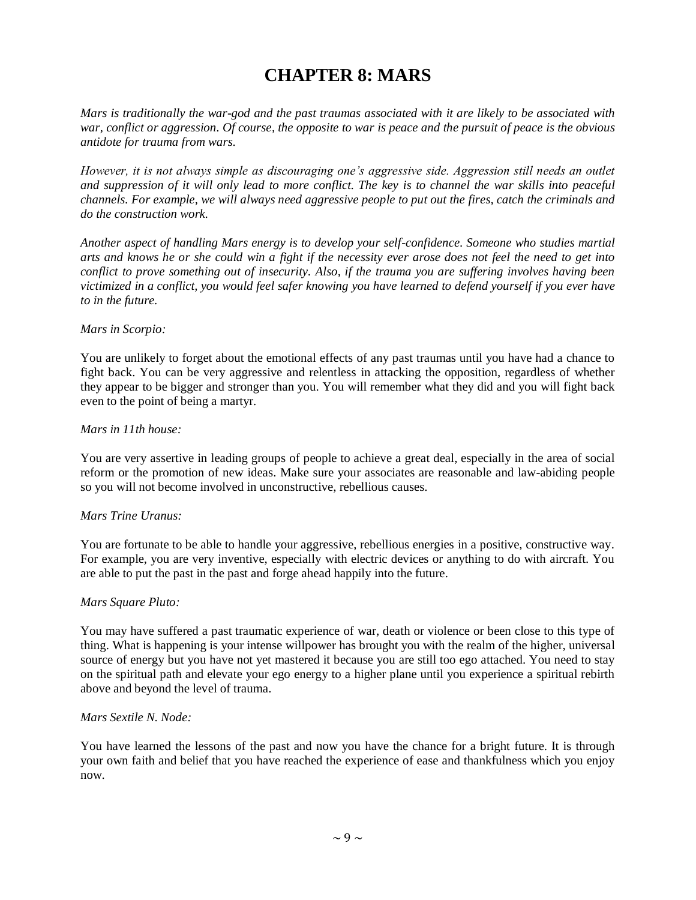# CHAPTER 8: MARS

*Mars is traditionally the war-god and the past traumas associated with it are likely to be associated with war, conflict or aggression. Of course, the opposite to war is peace and the pursuit of peace is the obvious antidote for trauma from wars.*

*However, it is not always simple as discouraging one's aggressive side. Aggression still needs an outlet and suppression of it will only lead to more conflict. The key is to channel the war skills into peaceful channels. For example, we will always need aggressive people to put out the fires, catch the criminals and do the construction work.*

*Another aspect of handling Mars energy is to develop your self-confidence. Someone who studies martial arts and knows he or she could win a fight if the necessity ever arose does not feel the need to get into conflict to prove something out of insecurity. Also, if the trauma you are suffering involves having been victimized in a conflict, you would feel safer knowing you have learned to defend yourself if you ever have to in the future.*

*Mars in Scorpio:*

You are unlikely to forget about the emotional effects of any past traumas until you have had a chance to fight back. You can be very aggressive and relentless in attacking the opposition, regardless of whether they appear to be bigger and stronger than you. You will remember what they did and you will fight back even to the point of being a martyr.

*Mars in 11th house:*

You are very assertive in leading groups of people to achieve a great deal, especially in the area of social reform or the promotion of new ideas. Make sure your associates are reasonable and law-abiding people so you will not become involved in unconstructive, rebellious causes.

*Mars Trine Uranus:*

You are fortunate to be able to handle your aggressive, rebellious energies in a positive, constructive way. For example, you are very inventive, especially with electric devices or anything to do with aircraft. You are able to put the past in the past and forge ahead happily into the future.

*Mars Square Pluto:*

You may have suffered a past traumatic experience of war, death or violence or been close to this type of thing. What is happening is your intense willpower has brought you with the realm of the higher, universal source of energy but you have not yet mastered it because you are still too ego attached. You need to stay on the spiritual path and elevate your ego energy to a higher plane until you experience a spiritual rebirth above and beyond the level of trauma.

*Mars Sextile N. Node:*

You have learned the lessons of the past and now you have the chance for a bright future. It is through your own faith and belief that you have reached the experience of ease and thankfulness which you enjoy now.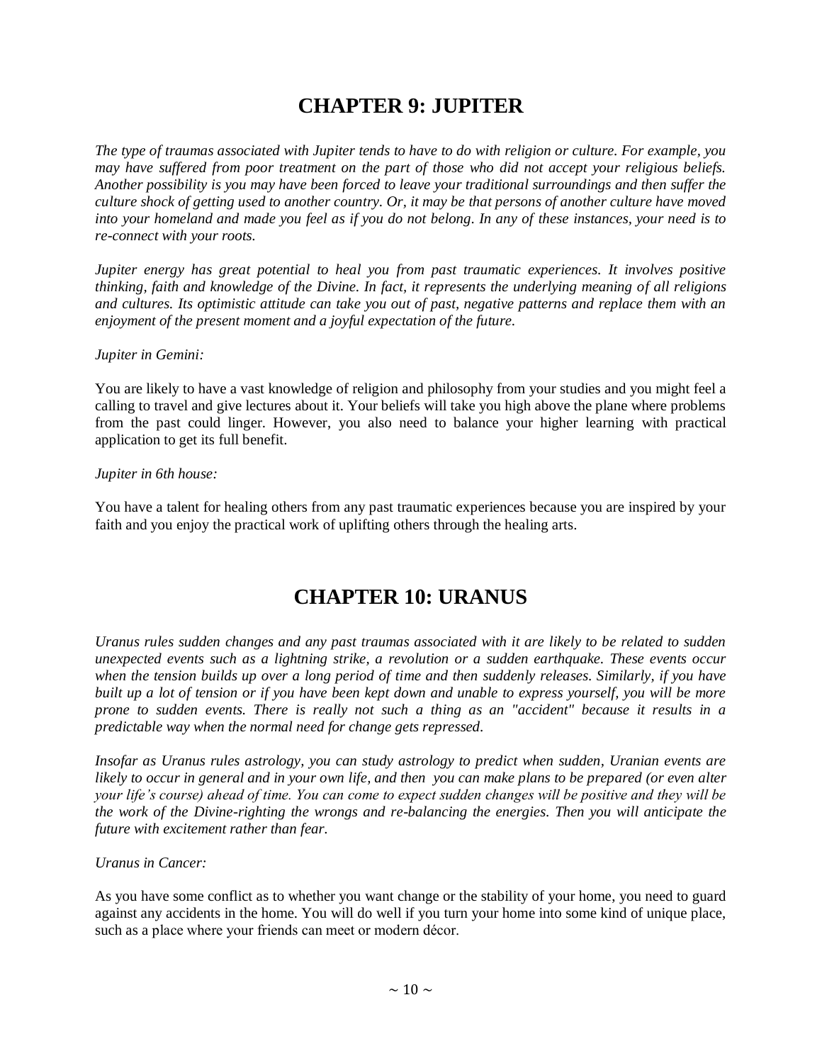# CHAPTER 9: JUPITER

*The type of traumas associated with Jupiter tends to have to do with religion or culture. For example, you may have suffered from poor treatment on the part of those who did not accept your religious beliefs. Another possibility is you may have been forced to leave your traditional surroundings and then suffer the culture shock of getting used to another country. Or, it may be that persons of another culture have moved into your homeland and made you feel as if you do not belong. In any of these instances, your need is to re-connect with your roots.*

*Jupiter energy has great potential to heal you from past traumatic experiences. It involves positive thinking, faith and knowledge of the Divine. In fact, it represents the underlying meaning of all religions and cultures. Its optimistic attitude can take you out of past, negative patterns and replace them with an enjoyment of the present moment and a joyful expectation of the future.*

*Jupiter in Gemini:*

You are likely to have a vast knowledge of religion and philosophy from your studies and you might feel a calling to travel and give lectures about it. Your beliefs will take you high above the plane where problems from the past could linger. However, you also need to balance your higher learning with practical application to get its full benefit.

*Jupiter in 6th house:*

You have a talent for healing others from any past traumatic experiences because you are inspired by your faith and you enjoy the practical work of uplifting others through the healing arts.

# CHAPTER 10: URANUS

*Uranus rules sudden changes and any past traumas associated with it are likely to be related to sudden unexpected events such as a lightning strike, a revolution or a sudden earthquake. These events occur when the tension builds up over a long period of time and then suddenly releases. Similarly, if you have built up a lot of tension or if you have been kept down and unable to express yourself, you will be more prone to sudden events. There is really not such a thing as an "accident" because it results in a predictable way when the normal need for change gets repressed.*

*Insofar as Uranus rules astrology, you can study astrology to predict when sudden, Uranian events are likely to occur in general and in your own life, and then you can make plans to be prepared (or even alter your life's course) ahead of time. You can come to expect sudden changes will be positive and they will be the work of the Divine-righting the wrongs and re-balancing the energies. Then you will anticipate the future with excitement rather than fear.*

*Uranus in Cancer:*

As you have some conflict as to whether you want change or the stability of your home, you need to guard against any accidents in the home. You will do well if you turn your home into some kind of unique place, such as a place where your friends can meet or modern décor.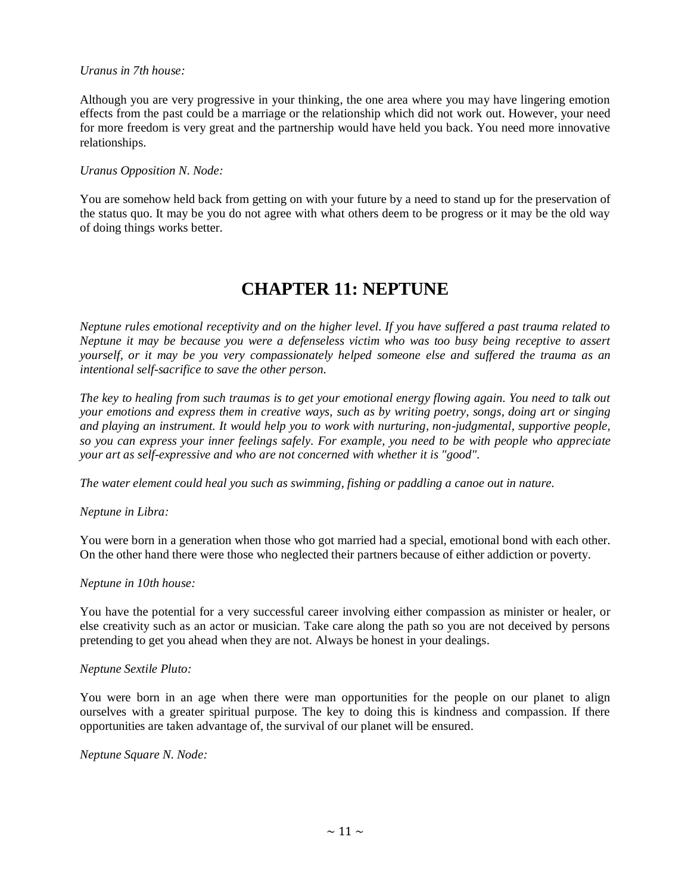*Uranus in 7th house:*

Although you are very progressive in your thinking, the one area where you may have lingering emotion effects from the past could be a marriage or the relationship which did not work out. However, your need for more freedom is very great and the partnership would have held you back. You need more innovative relationships.

*Uranus Opposition N. Node:*

You are somehow held back from getting on with your future by a need to stand up for the preservation of the status quo. It may be you do not agree with what others deem to be progress or it may be the old way of doing things works better.

# CHAPTER 11: NEPTUNE

*Neptune rules emotional receptivity and on the higher level. If you have suffered a past trauma related to Neptune it may be because you were a defenseless victim who was too busy being receptive to assert yourself, or it may be you very compassionately helped someone else and suffered the trauma as an intentional self-sacrifice to save the other person.*

*The key to healing from such traumas is to get your emotional energy flowing again. You need to talk out your emotions and express them in creative ways, such as by writing poetry, songs, doing art or singing and playing an instrument. It would help you to work with nurturing, non-judgmental, supportive people, so you can express your inner feelings safely. For example, you need to be with people who appreciate your art as self-expressive and who are not concerned with whether it is "good".*

*The water element could heal you such as swimming, fishing or paddling a canoe out in nature.*

*Neptune in Libra:*

You were born in a generation when those who got married had a special, emotional bond with each other. On the other hand there were those who neglected their partners because of either addiction or poverty.

*Neptune in 10th house:*

You have the potential for a very successful career involving either compassion as minister or healer, or else creativity such as an actor or musician. Take care along the path so you are not deceived by persons pretending to get you ahead when they are not. Always be honest in your dealings.

*Neptune Sextile Pluto:*

You were born in an age when there were man opportunities for the people on our planet to align ourselves with a greater spiritual purpose. The key to doing this is kindness and compassion. If there opportunities are taken advantage of, the survival of our planet will be ensured.

*Neptune Square N. Node:*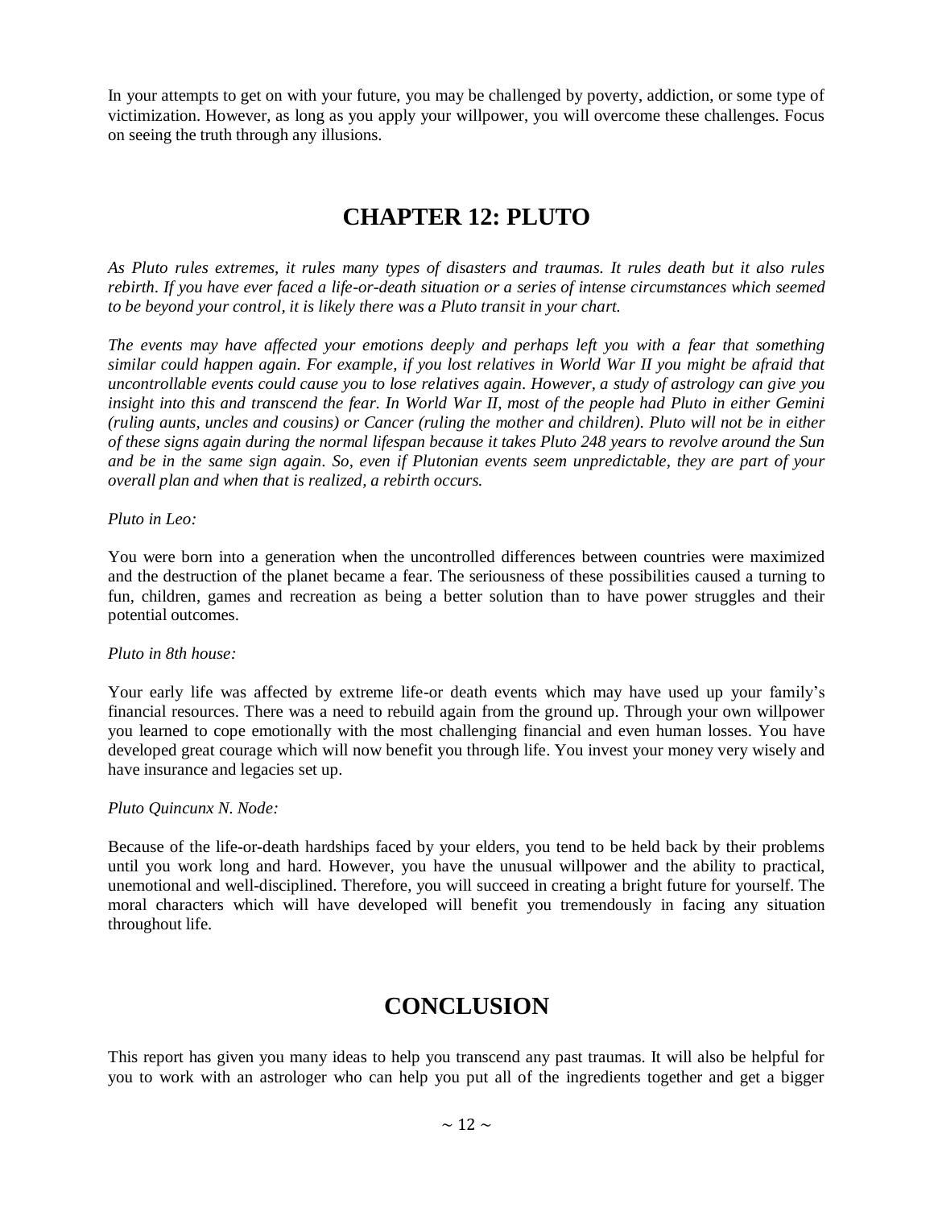In your attempts to get on with your future, you may be challenged by poverty, addiction, or some type of victimization. However, as long as you apply your willpower, you will overcome these challenges. Focus on seeing the truth through any illusions.

## CHAPTER 12: PLUTO

*As Pluto rules extremes, it rules many types of disasters and traumas. It rules death but it also rules rebirth. If you have ever faced a life-or-death situation or a series of intense circumstances which seemed to be beyond your control, it is likely there was a Pluto transit in your chart.*

*The events may have affected your emotions deeply and perhaps left you with a fear that something similar could happen again. For example, if you lost relatives in World War II you might be afraid that uncontrollable events could cause you to lose relatives again. However, a study of astrology can give you insight into this and transcend the fear. In World War II, most of the people had Pluto in either Gemini (ruling aunts, uncles and cousins) or Cancer (ruling the mother and children). Pluto will not be in either of these signs again during the normal lifespan because it takes Pluto 248 years to revolve around the Sun and be in the same sign again. So, even if Plutonian events seem unpredictable, they are part of your overall plan and when that is realized, a rebirth occurs.*

*Pluto in Leo:*

You were born into a generation when the uncontrolled differences between countries were maximized and the destruction of the planet became a fear. The seriousness of these possibilities caused a turning to fun, children, games and recreation as being a better solution than to have power struggles and their potential outcomes.

*Pluto in 8th house:*

Your early life was affected by extreme life-or death events which may have used up your family's financial resources. There was a need to rebuild again from the ground up. Through your own willpower you learned to cope emotionally with the most challenging financial and even human losses. You have developed great courage which will now benefit you through life. You invest your money very wisely and have insurance and legacies set up.

*Pluto Quincunx N. Node:*

Because of the life-or-death hardships faced by your elders, you tend to be held back by their problems until you work long and hard. However, you have the unusual willpower and the ability to practical, unemotional and well-disciplined. Therefore, you will succeed in creating a bright future for yourself. The moral characters which will have developed will benefit you tremendously in facing any situation throughout life.

## CONCLUSION

This report has given you many ideas to help you transcend any past traumas. It will also be helpful for you to work with an astrologer who can help you put all of the ingredients together and get a bigger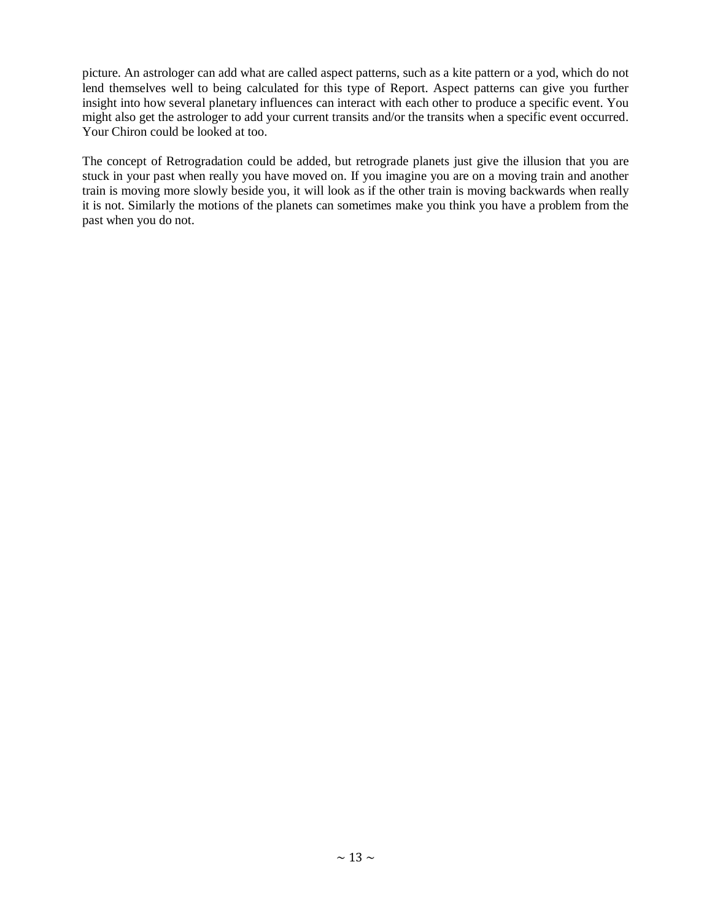picture. An astrologer can add what are called aspect patterns, such as a kite pattern or a yod, which do not lend themselves well to being calculated for this type of Report. Aspect patterns can give you further insight into how several planetary influences can interact with each other to produce a specific event. You might also get the astrologer to add your current transits and/or the transits when a specific event occurred. Your Chiron could be looked at too.

The concept of Retrogradation could be added, but retrograde planets just give the illusion that you are stuck in your past when really you have moved on. If you imagine you are on a moving train and another train is moving more slowly beside you, it will look as if the other train is moving backwards when really it is not. Similarly the motions of the planets can sometimes make you think you have a problem from the past when you do not.